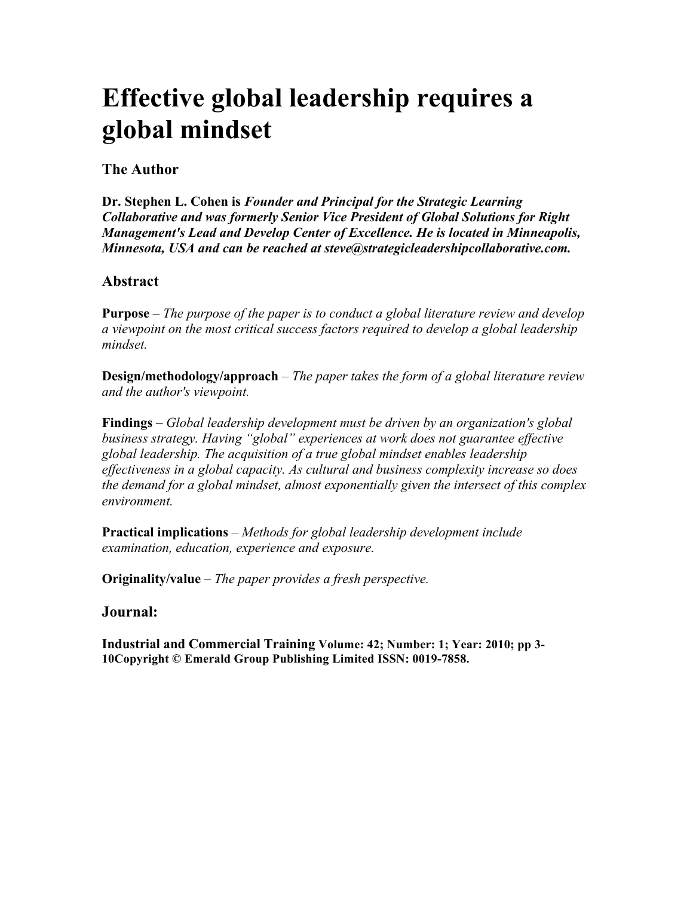# Effective global leadership requires a global mindset

## The Author

**Dr. Stephen L. Cohen is** ***Founder and Principal for the Strategic Learning Collaborative and was formerly Senior Vice President of Global Solutions for Right Management's Lead and Develop Center of Excellence. He is located in Minneapolis, Minnesota, USA and can be reached at steve@strategicleadershipcollaborative.com.***

## Abstract

**Purpose** – *The purpose of the paper is to conduct a global literature review and develop a viewpoint on the most critical success factors required to develop a global leadership mindset.*

**Design/methodology/approach** – *The paper takes the form of a global literature review and the author's viewpoint.*

**Findings** – *Global leadership development must be driven by an organization's global business strategy. Having "global" experiences at work does not guarantee effective global leadership. The acquisition of a true global mindset enables leadership effectiveness in a global capacity. As cultural and business complexity increase so does the demand for a global mindset, almost exponentially given the intersect of this complex environment.*

**Practical implications** – *Methods for global leadership development include examination, education, experience and exposure.*

**Originality/value** – *The paper provides a fresh perspective.*

## Journal:

**Industrial and Commercial Training Volume: 42; Number: 1; Year: 2010; pp 3-10Copyright © Emerald Group Publishing Limited ISSN: 0019-7858.**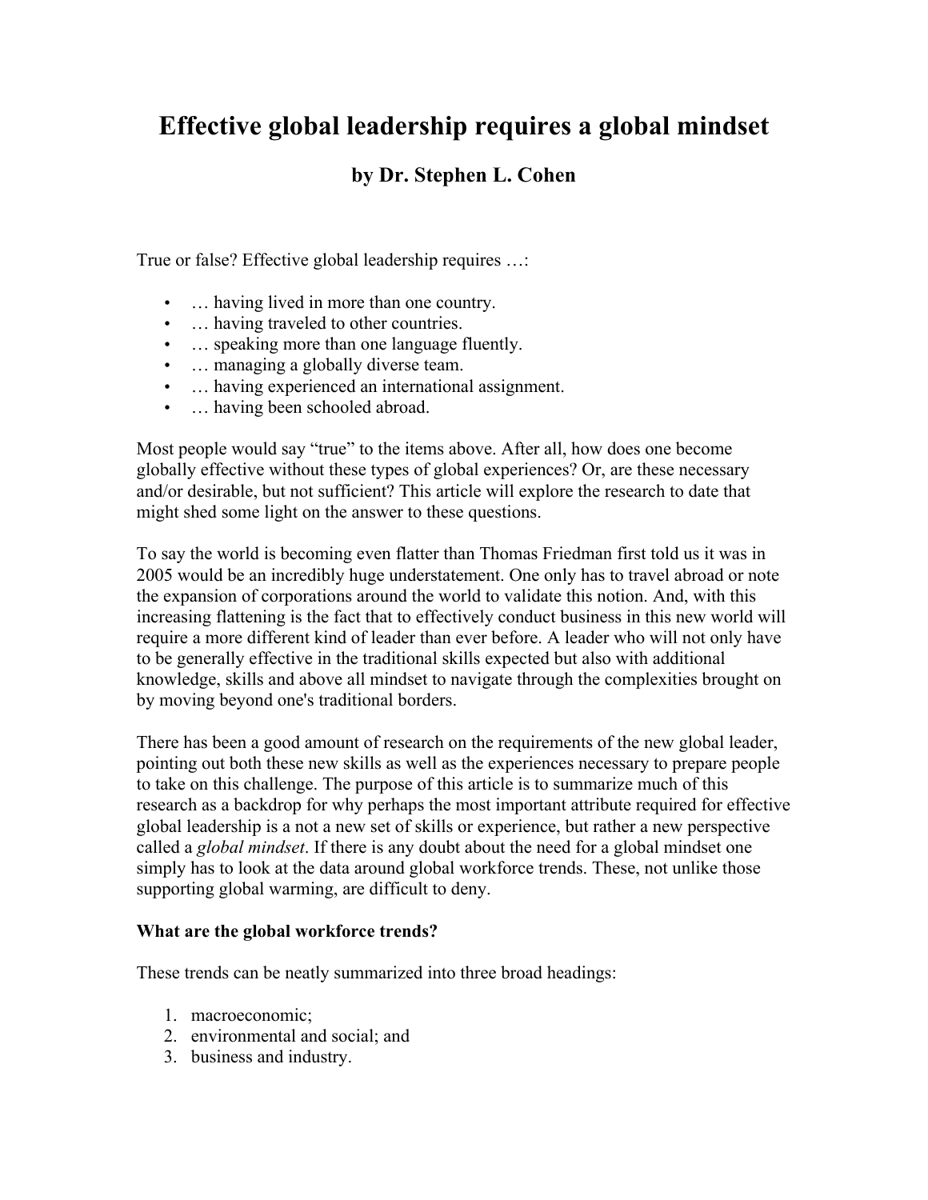# Effective global leadership requires a global mindset

### by Dr. Stephen L. Cohen

True or false? Effective global leadership requires …:

- … having lived in more than one country.
- … having traveled to other countries.
- … speaking more than one language fluently.
- … managing a globally diverse team.
- … having experienced an international assignment.
- … having been schooled abroad.

Most people would say "true" to the items above. After all, how does one become globally effective without these types of global experiences? Or, are these necessary and/or desirable, but not sufficient? This article will explore the research to date that might shed some light on the answer to these questions.

To say the world is becoming even flatter than Thomas Friedman first told us it was in 2005 would be an incredibly huge understatement. One only has to travel abroad or note the expansion of corporations around the world to validate this notion. And, with this increasing flattening is the fact that to effectively conduct business in this new world will require a more different kind of leader than ever before. A leader who will not only have to be generally effective in the traditional skills expected but also with additional knowledge, skills and above all mindset to navigate through the complexities brought on by moving beyond one's traditional borders.

There has been a good amount of research on the requirements of the new global leader, pointing out both these new skills as well as the experiences necessary to prepare people to take on this challenge. The purpose of this article is to summarize much of this research as a backdrop for why perhaps the most important attribute required for effective global leadership is a not a new set of skills or experience, but rather a new perspective called a *global mindset*. If there is any doubt about the need for a global mindset one simply has to look at the data around global workforce trends. These, not unlike those supporting global warming, are difficult to deny.

**What are the global workforce trends?**

These trends can be neatly summarized into three broad headings:

1. macroeconomic;
2. environmental and social; and
3. business and industry.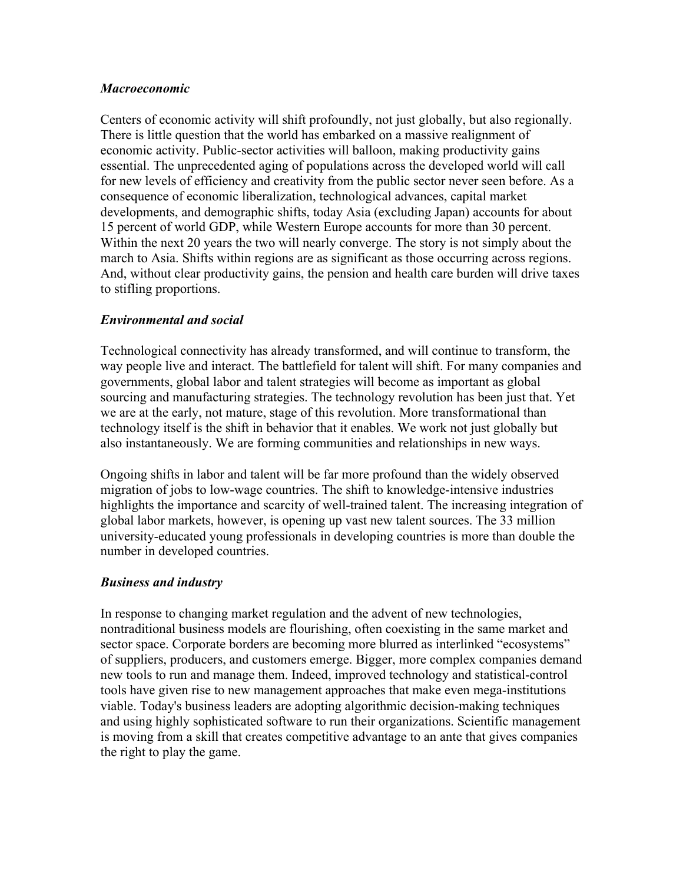### *Macroeconomic*

Centers of economic activity will shift profoundly, not just globally, but also regionally. There is little question that the world has embarked on a massive realignment of economic activity. Public-sector activities will balloon, making productivity gains essential. The unprecedented aging of populations across the developed world will call for new levels of efficiency and creativity from the public sector never seen before. As a consequence of economic liberalization, technological advances, capital market developments, and demographic shifts, today Asia (excluding Japan) accounts for about 15 percent of world GDP, while Western Europe accounts for more than 30 percent. Within the next 20 years the two will nearly converge. The story is not simply about the march to Asia. Shifts within regions are as significant as those occurring across regions. And, without clear productivity gains, the pension and health care burden will drive taxes to stifling proportions.

### *Environmental and social*

Technological connectivity has already transformed, and will continue to transform, the way people live and interact. The battlefield for talent will shift. For many companies and governments, global labor and talent strategies will become as important as global sourcing and manufacturing strategies. The technology revolution has been just that. Yet we are at the early, not mature, stage of this revolution. More transformational than technology itself is the shift in behavior that it enables. We work not just globally but also instantaneously. We are forming communities and relationships in new ways.

Ongoing shifts in labor and talent will be far more profound than the widely observed migration of jobs to low-wage countries. The shift to knowledge-intensive industries highlights the importance and scarcity of well-trained talent. The increasing integration of global labor markets, however, is opening up vast new talent sources. The 33 million university-educated young professionals in developing countries is more than double the number in developed countries.

### *Business and industry*

In response to changing market regulation and the advent of new technologies, nontraditional business models are flourishing, often coexisting in the same market and sector space. Corporate borders are becoming more blurred as interlinked "ecosystems" of suppliers, producers, and customers emerge. Bigger, more complex companies demand new tools to run and manage them. Indeed, improved technology and statistical-control tools have given rise to new management approaches that make even mega-institutions viable. Today's business leaders are adopting algorithmic decision-making techniques and using highly sophisticated software to run their organizations. Scientific management is moving from a skill that creates competitive advantage to an ante that gives companies the right to play the game.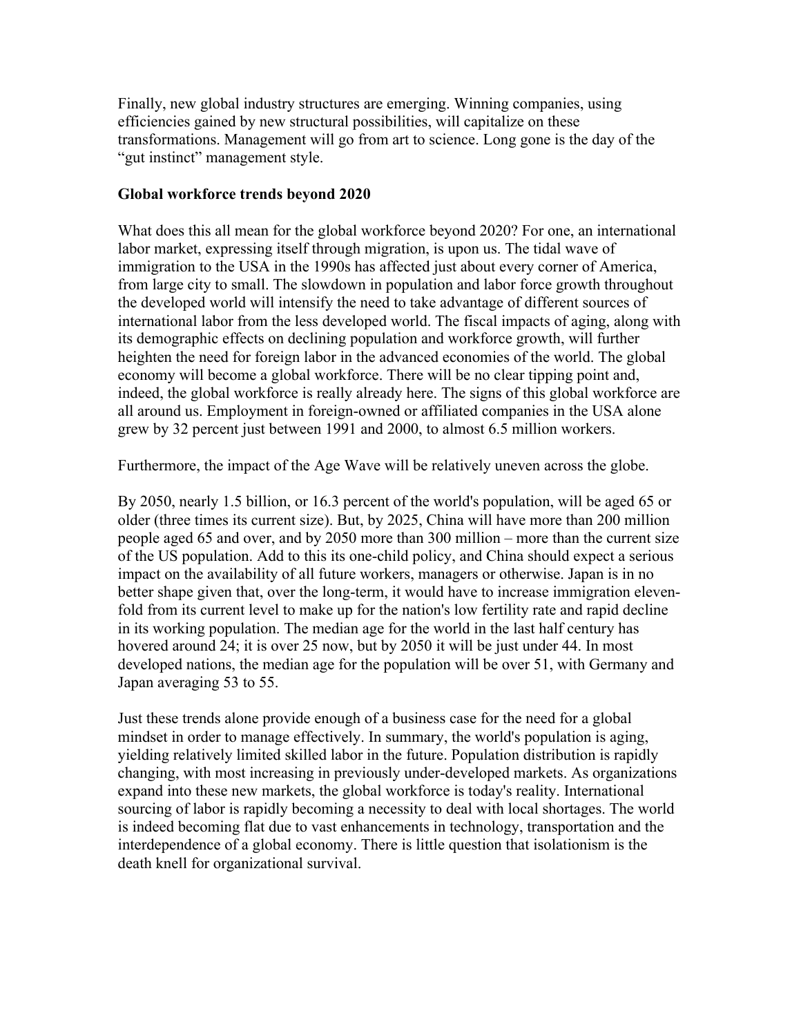Finally, new global industry structures are emerging. Winning companies, using efficiencies gained by new structural possibilities, will capitalize on these transformations. Management will go from art to science. Long gone is the day of the "gut instinct" management style.

**Global workforce trends beyond 2020**

What does this all mean for the global workforce beyond 2020? For one, an international labor market, expressing itself through migration, is upon us. The tidal wave of immigration to the USA in the 1990s has affected just about every corner of America, from large city to small. The slowdown in population and labor force growth throughout the developed world will intensify the need to take advantage of different sources of international labor from the less developed world. The fiscal impacts of aging, along with its demographic effects on declining population and workforce growth, will further heighten the need for foreign labor in the advanced economies of the world. The global economy will become a global workforce. There will be no clear tipping point and, indeed, the global workforce is really already here. The signs of this global workforce are all around us. Employment in foreign-owned or affiliated companies in the USA alone grew by 32 percent just between 1991 and 2000, to almost 6.5 million workers.

Furthermore, the impact of the Age Wave will be relatively uneven across the globe.

By 2050, nearly 1.5 billion, or 16.3 percent of the world's population, will be aged 65 or older (three times its current size). But, by 2025, China will have more than 200 million people aged 65 and over, and by 2050 more than 300 million – more than the current size of the US population. Add to this its one-child policy, and China should expect a serious impact on the availability of all future workers, managers or otherwise. Japan is in no better shape given that, over the long-term, it would have to increase immigration eleven-fold from its current level to make up for the nation's low fertility rate and rapid decline in its working population. The median age for the world in the last half century has hovered around 24; it is over 25 now, but by 2050 it will be just under 44. In most developed nations, the median age for the population will be over 51, with Germany and Japan averaging 53 to 55.

Just these trends alone provide enough of a business case for the need for a global mindset in order to manage effectively. In summary, the world's population is aging, yielding relatively limited skilled labor in the future. Population distribution is rapidly changing, with most increasing in previously under-developed markets. As organizations expand into these new markets, the global workforce is today's reality. International sourcing of labor is rapidly becoming a necessity to deal with local shortages. The world is indeed becoming flat due to vast enhancements in technology, transportation and the interdependence of a global economy. There is little question that isolationism is the death knell for organizational survival.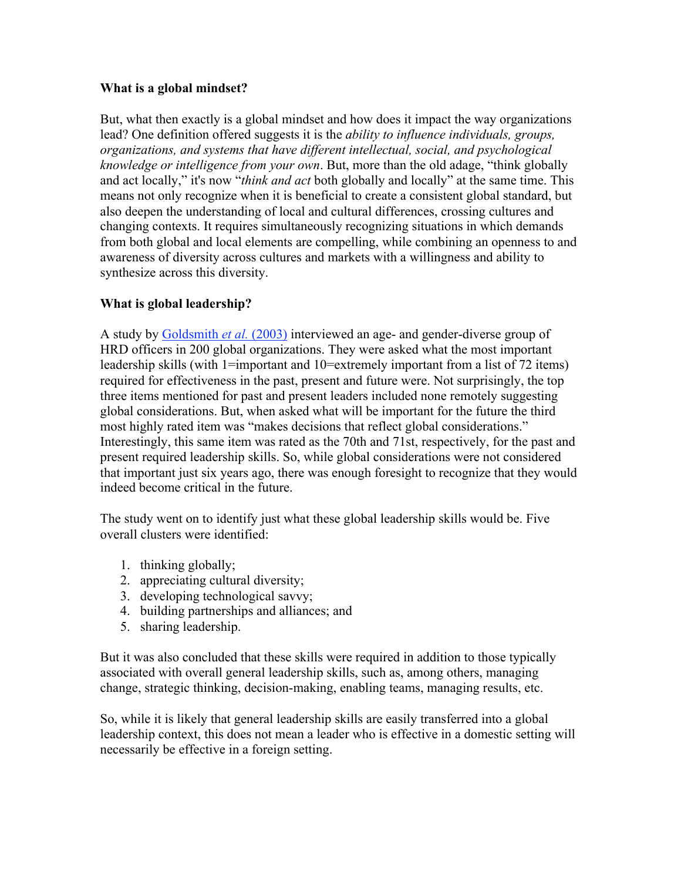**What is a global mindset?**

But, what then exactly is a global mindset and how does it impact the way organizations lead? One definition offered suggests it is the *ability to influence individuals, groups, organizations, and systems that have different intellectual, social, and psychological knowledge or intelligence from your own*. But, more than the old adage, "think globally and act locally," it's now "*think and act* both globally and locally" at the same time. This means not only recognize when it is beneficial to create a consistent global standard, but also deepen the understanding of local and cultural differences, crossing cultures and changing contexts. It requires simultaneously recognizing situations in which demands from both global and local elements are compelling, while combining an openness to and awareness of diversity across cultures and markets with a willingness and ability to synthesize across this diversity.

**What is global leadership?**

A study by Goldsmith *et al.* (2003) interviewed an age- and gender-diverse group of HRD officers in 200 global organizations. They were asked what the most important leadership skills (with 1=important and 10=extremely important from a list of 72 items) required for effectiveness in the past, present and future were. Not surprisingly, the top three items mentioned for past and present leaders included none remotely suggesting global considerations. But, when asked what will be important for the future the third most highly rated item was "makes decisions that reflect global considerations." Interestingly, this same item was rated as the 70th and 71st, respectively, for the past and present required leadership skills. So, while global considerations were not considered that important just six years ago, there was enough foresight to recognize that they would indeed become critical in the future.

The study went on to identify just what these global leadership skills would be. Five overall clusters were identified:

1. thinking globally;
2. appreciating cultural diversity;
3. developing technological savvy;
4. building partnerships and alliances; and
5. sharing leadership.

But it was also concluded that these skills were required in addition to those typically associated with overall general leadership skills, such as, among others, managing change, strategic thinking, decision-making, enabling teams, managing results, etc.

So, while it is likely that general leadership skills are easily transferred into a global leadership context, this does not mean a leader who is effective in a domestic setting will necessarily be effective in a foreign setting.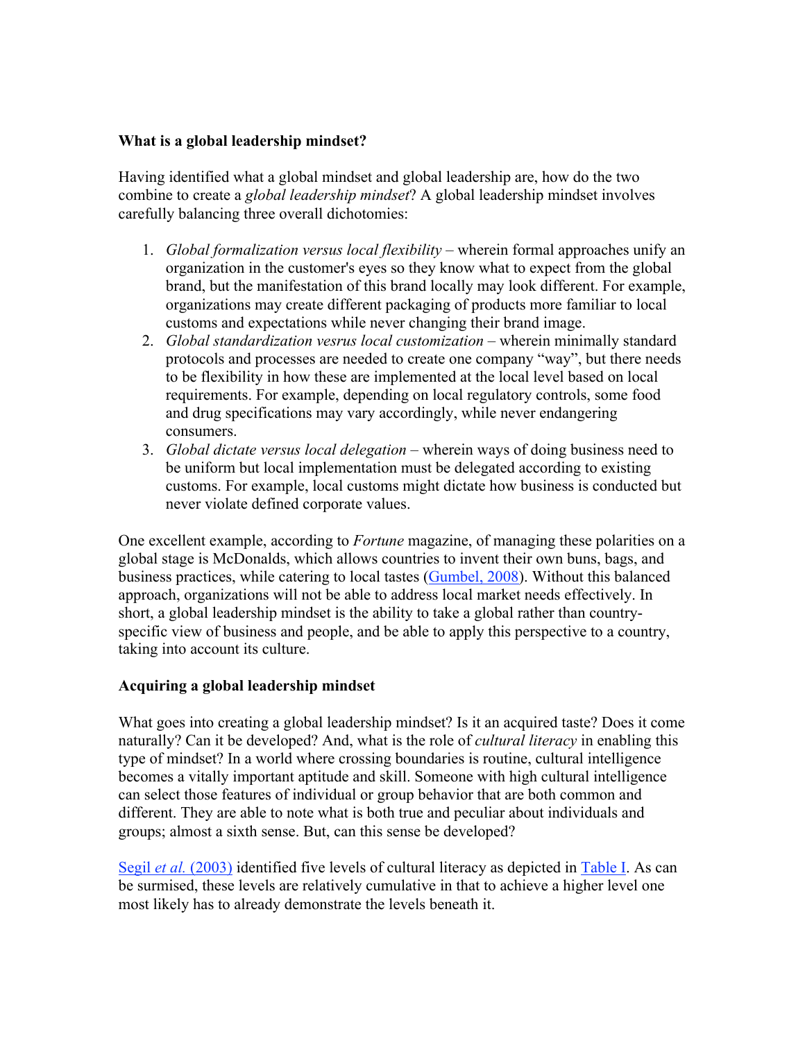## What is a global leadership mindset?

Having identified what a global mindset and global leadership are, how do the two combine to create a *global leadership mindset*? A global leadership mindset involves carefully balancing three overall dichotomies:

1. *Global formalization versus local flexibility* – wherein formal approaches unify an organization in the customer's eyes so they know what to expect from the global brand, but the manifestation of this brand locally may look different. For example, organizations may create different packaging of products more familiar to local customs and expectations while never changing their brand image.
2. *Global standardization vesrus local customization* – wherein minimally standard protocols and processes are needed to create one company "way", but there needs to be flexibility in how these are implemented at the local level based on local requirements. For example, depending on local regulatory controls, some food and drug specifications may vary accordingly, while never endangering consumers.
3. *Global dictate versus local delegation* – wherein ways of doing business need to be uniform but local implementation must be delegated according to existing customs. For example, local customs might dictate how business is conducted but never violate defined corporate values.

One excellent example, according to *Fortune* magazine, of managing these polarities on a global stage is McDonalds, which allows countries to invent their own buns, bags, and business practices, while catering to local tastes (Gumbel, 2008). Without this balanced approach, organizations will not be able to address local market needs effectively. In short, a global leadership mindset is the ability to take a global rather than country-specific view of business and people, and be able to apply this perspective to a country, taking into account its culture.

## Acquiring a global leadership mindset

What goes into creating a global leadership mindset? Is it an acquired taste? Does it come naturally? Can it be developed? And, what is the role of *cultural literacy* in enabling this type of mindset? In a world where crossing boundaries is routine, cultural intelligence becomes a vitally important aptitude and skill. Someone with high cultural intelligence can select those features of individual or group behavior that are both common and different. They are able to note what is both true and peculiar about individuals and groups; almost a sixth sense. But, can this sense be developed?

Segil *et al.* (2003) identified five levels of cultural literacy as depicted in Table I. As can be surmised, these levels are relatively cumulative in that to achieve a higher level one most likely has to already demonstrate the levels beneath it.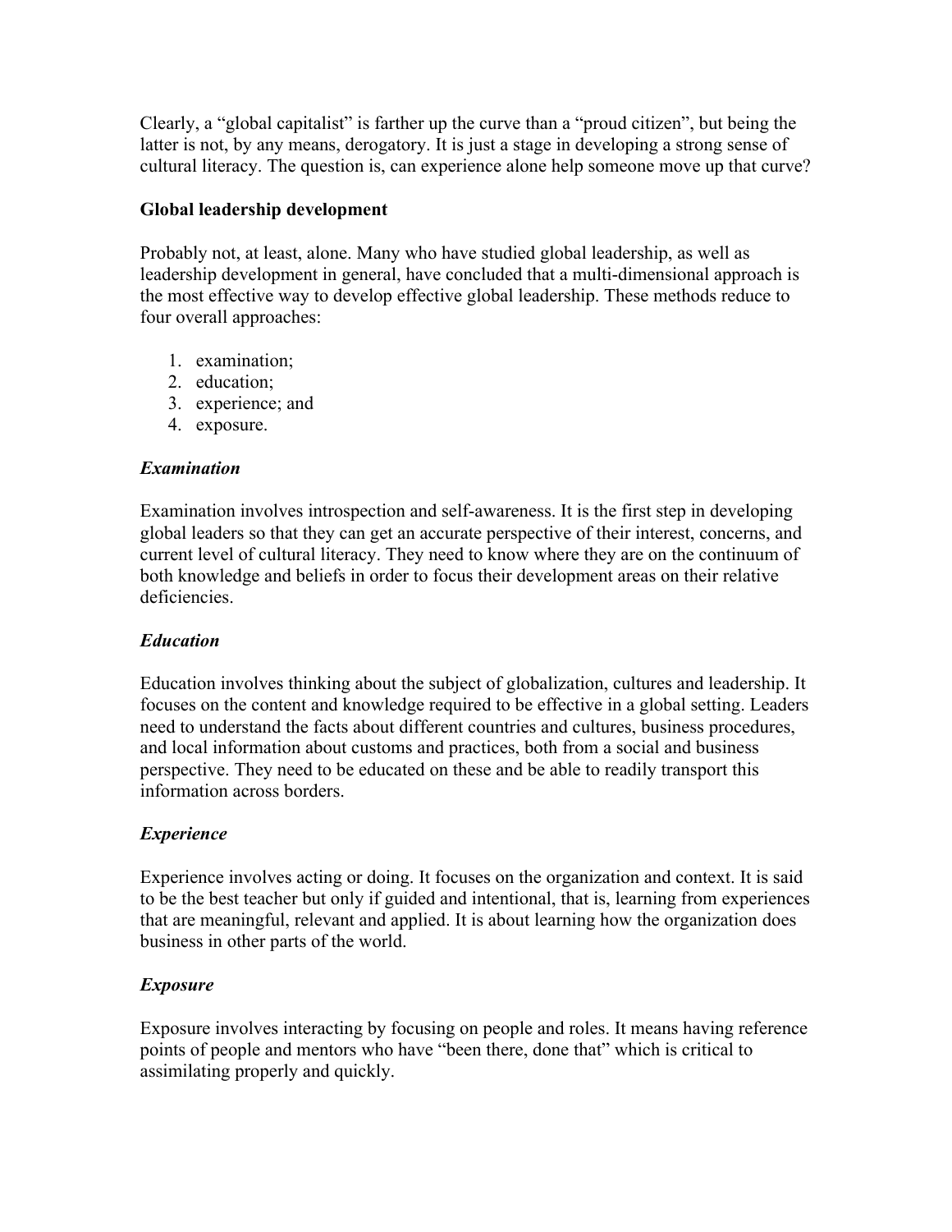Clearly, a "global capitalist" is farther up the curve than a "proud citizen", but being the latter is not, by any means, derogatory. It is just a stage in developing a strong sense of cultural literacy. The question is, can experience alone help someone move up that curve?

## Global leadership development

Probably not, at least, alone. Many who have studied global leadership, as well as leadership development in general, have concluded that a multi-dimensional approach is the most effective way to develop effective global leadership. These methods reduce to four overall approaches:

1. examination;
2. education;
3. experience; and
4. exposure.

### *Examination*

Examination involves introspection and self-awareness. It is the first step in developing global leaders so that they can get an accurate perspective of their interest, concerns, and current level of cultural literacy. They need to know where they are on the continuum of both knowledge and beliefs in order to focus their development areas on their relative deficiencies.

### *Education*

Education involves thinking about the subject of globalization, cultures and leadership. It focuses on the content and knowledge required to be effective in a global setting. Leaders need to understand the facts about different countries and cultures, business procedures, and local information about customs and practices, both from a social and business perspective. They need to be educated on these and be able to readily transport this information across borders.

### *Experience*

Experience involves acting or doing. It focuses on the organization and context. It is said to be the best teacher but only if guided and intentional, that is, learning from experiences that are meaningful, relevant and applied. It is about learning how the organization does business in other parts of the world.

### *Exposure*

Exposure involves interacting by focusing on people and roles. It means having reference points of people and mentors who have "been there, done that" which is critical to assimilating properly and quickly.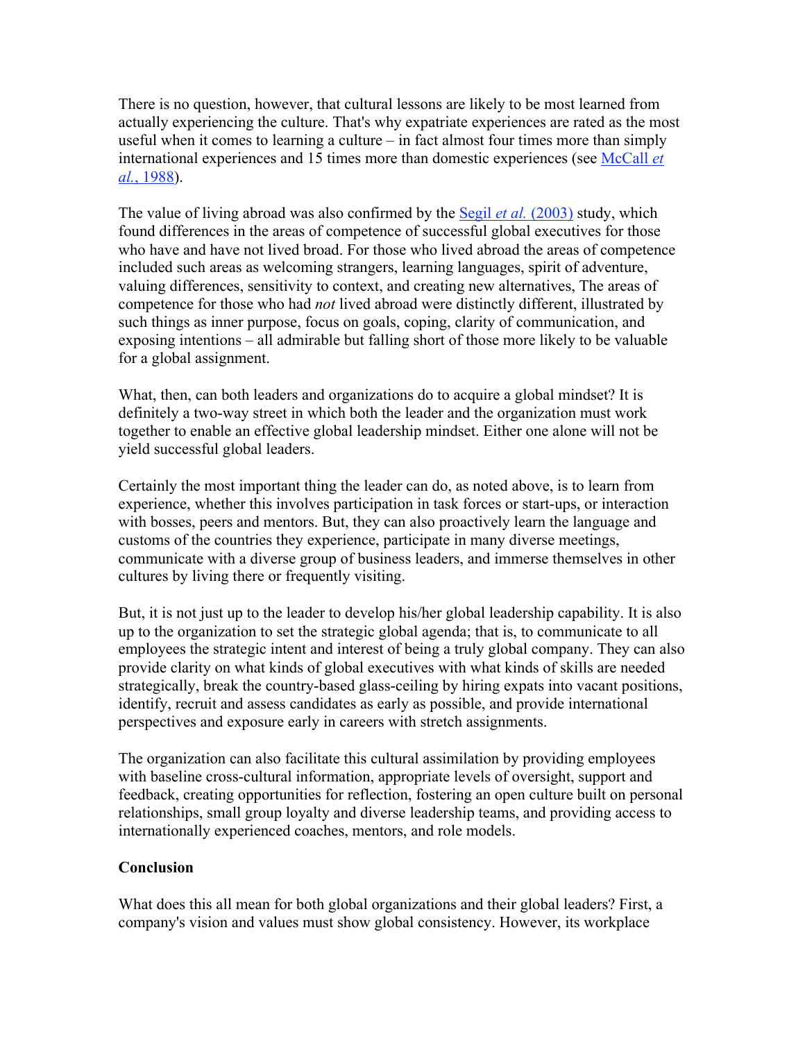There is no question, however, that cultural lessons are likely to be most learned from actually experiencing the culture. That's why expatriate experiences are rated as the most useful when it comes to learning a culture – in fact almost four times more than simply international experiences and 15 times more than domestic experiences (see McCall *et al.*, 1988).

The value of living abroad was also confirmed by the Segil *et al.* (2003) study, which found differences in the areas of competence of successful global executives for those who have and have not lived broad. For those who lived abroad the areas of competence included such areas as welcoming strangers, learning languages, spirit of adventure, valuing differences, sensitivity to context, and creating new alternatives, The areas of competence for those who had *not* lived abroad were distinctly different, illustrated by such things as inner purpose, focus on goals, coping, clarity of communication, and exposing intentions – all admirable but falling short of those more likely to be valuable for a global assignment.

What, then, can both leaders and organizations do to acquire a global mindset? It is definitely a two-way street in which both the leader and the organization must work together to enable an effective global leadership mindset. Either one alone will not be yield successful global leaders.

Certainly the most important thing the leader can do, as noted above, is to learn from experience, whether this involves participation in task forces or start-ups, or interaction with bosses, peers and mentors. But, they can also proactively learn the language and customs of the countries they experience, participate in many diverse meetings, communicate with a diverse group of business leaders, and immerse themselves in other cultures by living there or frequently visiting.

But, it is not just up to the leader to develop his/her global leadership capability. It is also up to the organization to set the strategic global agenda; that is, to communicate to all employees the strategic intent and interest of being a truly global company. They can also provide clarity on what kinds of global executives with what kinds of skills are needed strategically, break the country-based glass-ceiling by hiring expats into vacant positions, identify, recruit and assess candidates as early as possible, and provide international perspectives and exposure early in careers with stretch assignments.

The organization can also facilitate this cultural assimilation by providing employees with baseline cross-cultural information, appropriate levels of oversight, support and feedback, creating opportunities for reflection, fostering an open culture built on personal relationships, small group loyalty and diverse leadership teams, and providing access to internationally experienced coaches, mentors, and role models.

**Conclusion**

What does this all mean for both global organizations and their global leaders? First, a company's vision and values must show global consistency. However, its workplace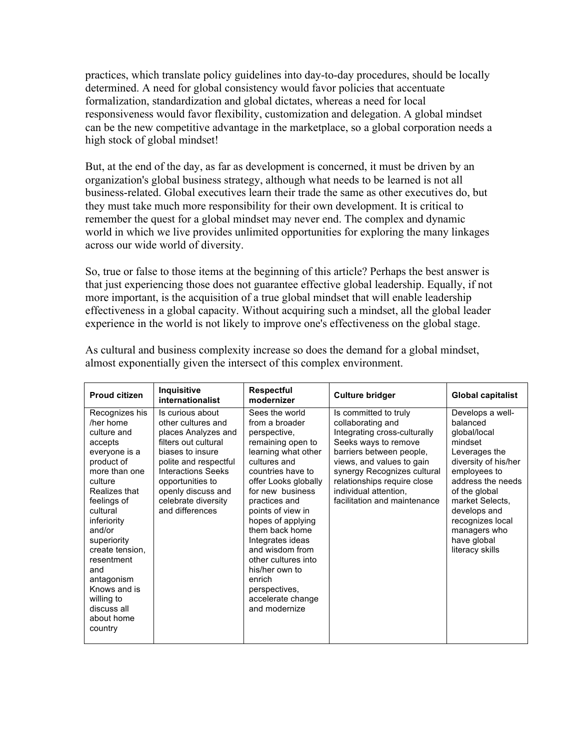practices, which translate policy guidelines into day-to-day procedures, should be locally determined. A need for global consistency would favor policies that accentuate formalization, standardization and global dictates, whereas a need for local responsiveness would favor flexibility, customization and delegation. A global mindset can be the new competitive advantage in the marketplace, so a global corporation needs a high stock of global mindset!

But, at the end of the day, as far as development is concerned, it must be driven by an organization's global business strategy, although what needs to be learned is not all business-related. Global executives learn their trade the same as other executives do, but they must take much more responsibility for their own development. It is critical to remember the quest for a global mindset may never end. The complex and dynamic world in which we live provides unlimited opportunities for exploring the many linkages across our wide world of diversity.

So, true or false to those items at the beginning of this article? Perhaps the best answer is that just experiencing those does not guarantee effective global leadership. Equally, if not more important, is the acquisition of a true global mindset that will enable leadership effectiveness in a global capacity. Without acquiring such a mindset, all the global leader experience in the world is not likely to improve one's effectiveness on the global stage.

As cultural and business complexity increase so does the demand for a global mindset, almost exponentially given the intersect of this complex environment.

| **Proud citizen** | **Inquisitive internationalist** | **Respectful modernizer** | **Culture bridger** | **Global capitalist** |
|---|---|---|---|---|
| Recognizes his /her home culture and accepts everyone is a product of more than one culture Realizes that feelings of cultural inferiority and/or superiority create tension, resentment and antagonism Knows and is willing to discuss all about home country | Is curious about other cultures and places Analyzes and filters out cultural biases to insure polite and respectful Interactions Seeks opportunities to openly discuss and celebrate diversity and differences | Sees the world from a broader perspective, remaining open to learning what other cultures and countries have to offer Looks globally for new business practices and points of view in hopes of applying them back home Integrates ideas and wisdom from other cultures into his/her own to enrich perspectives, accelerate change and modernize | Is committed to truly collaborating and Integrating cross-culturally Seeks ways to remove barriers between people, views, and values to gain synergy Recognizes cultural relationships require close individual attention, facilitation and maintenance | Develops a well-balanced global/local mindset Leverages the diversity of his/her employees to address the needs of the global market Selects, develops and recognizes local managers who have global literacy skills |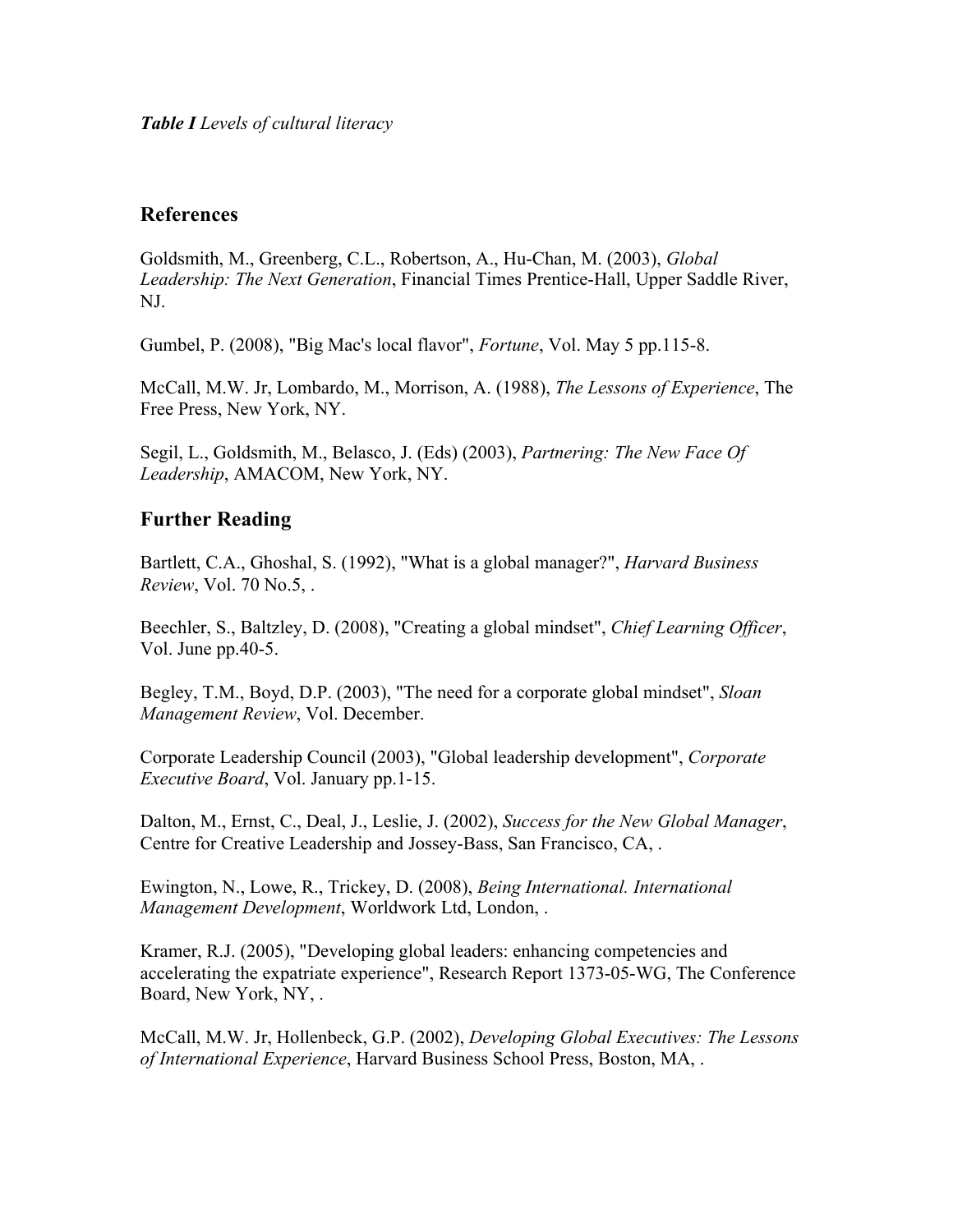***Table I*** *Levels of cultural literacy*

## References

Goldsmith, M., Greenberg, C.L., Robertson, A., Hu-Chan, M. (2003), *Global Leadership: The Next Generation*, Financial Times Prentice-Hall, Upper Saddle River, NJ.

Gumbel, P. (2008), "Big Mac's local flavor", *Fortune*, Vol. May 5 pp.115-8.

McCall, M.W. Jr, Lombardo, M., Morrison, A. (1988), *The Lessons of Experience*, The Free Press, New York, NY.

Segil, L., Goldsmith, M., Belasco, J. (Eds) (2003), *Partnering: The New Face Of Leadership*, AMACOM, New York, NY.

## Further Reading

Bartlett, C.A., Ghoshal, S. (1992), "What is a global manager?", *Harvard Business Review*, Vol. 70 No.5, .

Beechler, S., Baltzley, D. (2008), "Creating a global mindset", *Chief Learning Officer*, Vol. June pp.40-5.

Begley, T.M., Boyd, D.P. (2003), "The need for a corporate global mindset", *Sloan Management Review*, Vol. December.

Corporate Leadership Council (2003), "Global leadership development", *Corporate Executive Board*, Vol. January pp.1-15.

Dalton, M., Ernst, C., Deal, J., Leslie, J. (2002), *Success for the New Global Manager*, Centre for Creative Leadership and Jossey-Bass, San Francisco, CA, .

Ewington, N., Lowe, R., Trickey, D. (2008), *Being International. International Management Development*, Worldwork Ltd, London, .

Kramer, R.J. (2005), "Developing global leaders: enhancing competencies and accelerating the expatriate experience", Research Report 1373-05-WG, The Conference Board, New York, NY, .

McCall, M.W. Jr, Hollenbeck, G.P. (2002), *Developing Global Executives: The Lessons of International Experience*, Harvard Business School Press, Boston, MA, .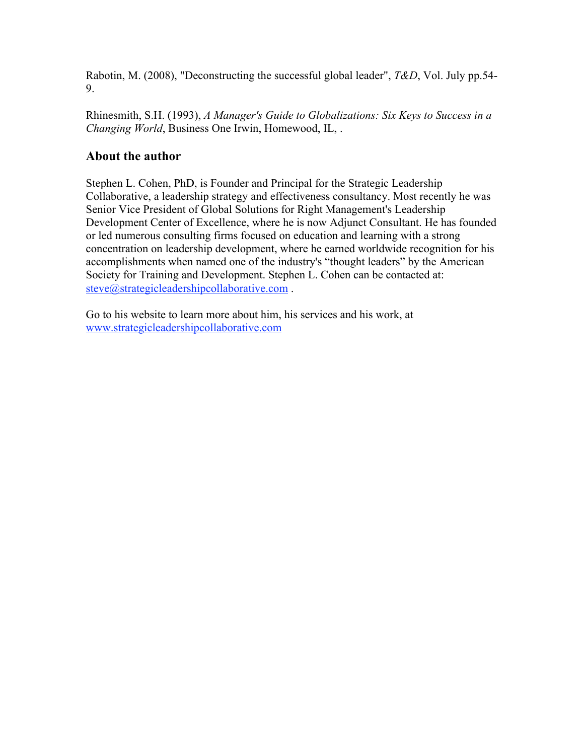Rabotin, M. (2008), "Deconstructing the successful global leader", *T&D*, Vol. July pp.54-9.

Rhinesmith, S.H. (1993), *A Manager's Guide to Globalizations: Six Keys to Success in a Changing World*, Business One Irwin, Homewood, IL, .

## About the author

Stephen L. Cohen, PhD, is Founder and Principal for the Strategic Leadership Collaborative, a leadership strategy and effectiveness consultancy. Most recently he was Senior Vice President of Global Solutions for Right Management's Leadership Development Center of Excellence, where he is now Adjunct Consultant. He has founded or led numerous consulting firms focused on education and learning with a strong concentration on leadership development, where he earned worldwide recognition for his accomplishments when named one of the industry's "thought leaders" by the American Society for Training and Development. Stephen L. Cohen can be contacted at: steve@strategicleadershipcollaborative.com .

Go to his website to learn more about him, his services and his work, at www.strategicleadershipcollaborative.com